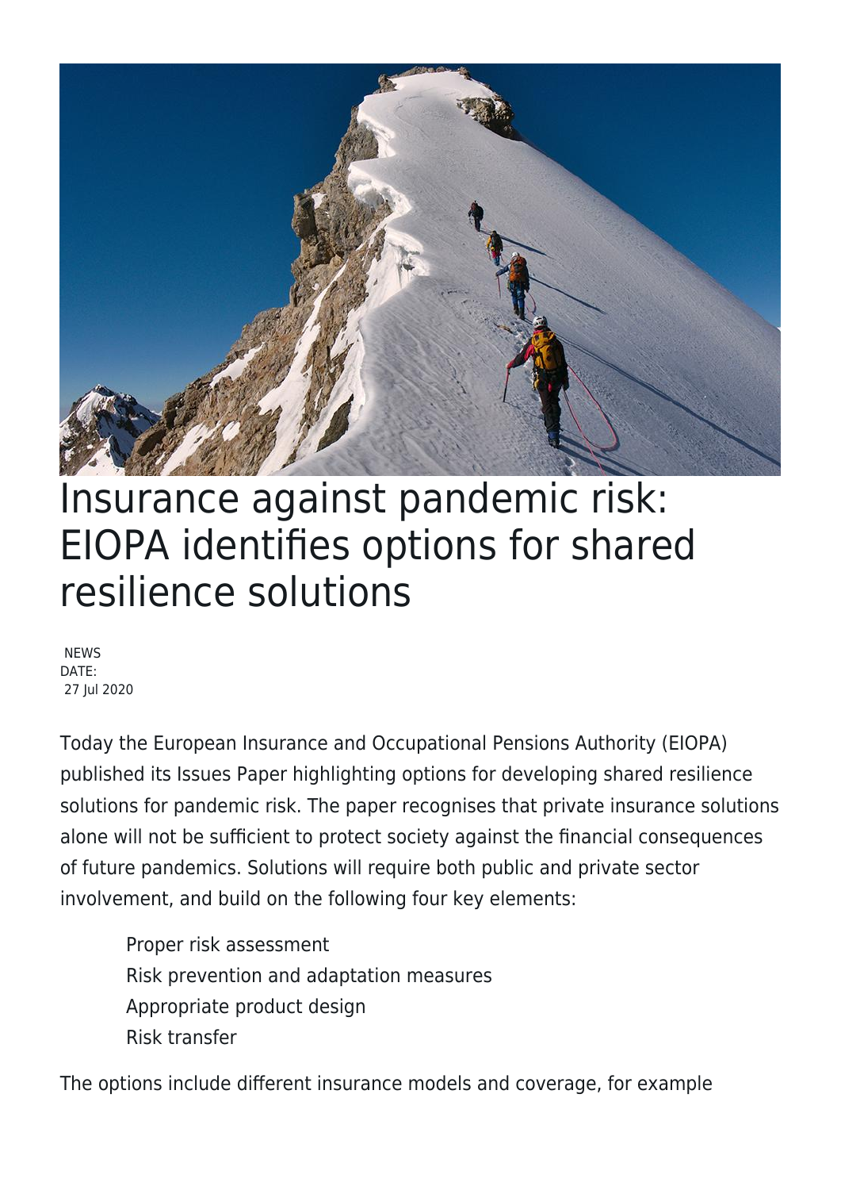# Insurance against pandemic risk: EIOPA identifies options for shared resilience solutions

NEWS
DATE:
27 Jul 2020

Today the European Insurance and Occupational Pensions Authority (EIOPA) published its Issues Paper highlighting options for developing shared resilience solutions for pandemic risk. The paper recognises that private insurance solutions alone will not be sufficient to protect society against the financial consequences of future pandemics. Solutions will require both public and private sector involvement, and build on the following four key elements:

- Proper risk assessment
- Risk prevention and adaptation measures
- Appropriate product design
- Risk transfer

The options include different insurance models and coverage, for example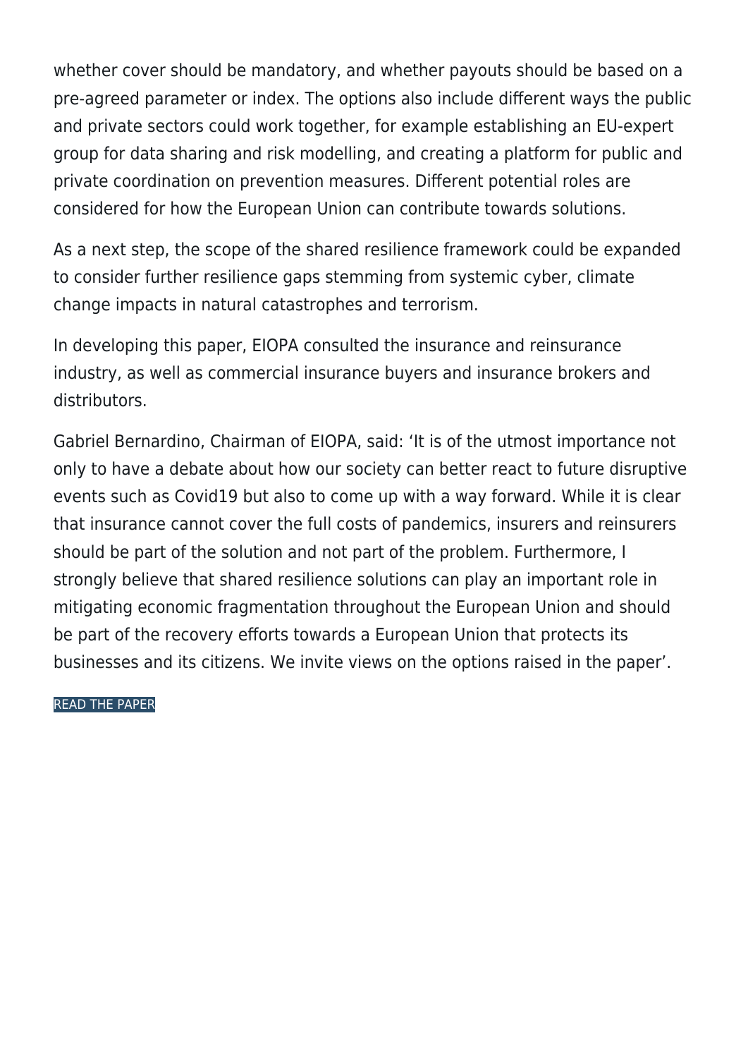whether cover should be mandatory, and whether payouts should be based on a pre-agreed parameter or index. The options also include different ways the public and private sectors could work together, for example establishing an EU-expert group for data sharing and risk modelling, and creating a platform for public and private coordination on prevention measures. Different potential roles are considered for how the European Union can contribute towards solutions.

As a next step, the scope of the shared resilience framework could be expanded to consider further resilience gaps stemming from systemic cyber, climate change impacts in natural catastrophes and terrorism.

In developing this paper, EIOPA consulted the insurance and reinsurance industry, as well as commercial insurance buyers and insurance brokers and distributors.

Gabriel Bernardino, Chairman of EIOPA, said: 'It is of the utmost importance not only to have a debate about how our society can better react to future disruptive events such as Covid19 but also to come up with a way forward. While it is clear that insurance cannot cover the full costs of pandemics, insurers and reinsurers should be part of the solution and not part of the problem. Furthermore, I strongly believe that shared resilience solutions can play an important role in mitigating economic fragmentation throughout the European Union and should be part of the recovery efforts towards a European Union that protects its businesses and its citizens. We invite views on the options raised in the paper'.

READ THE PAPER